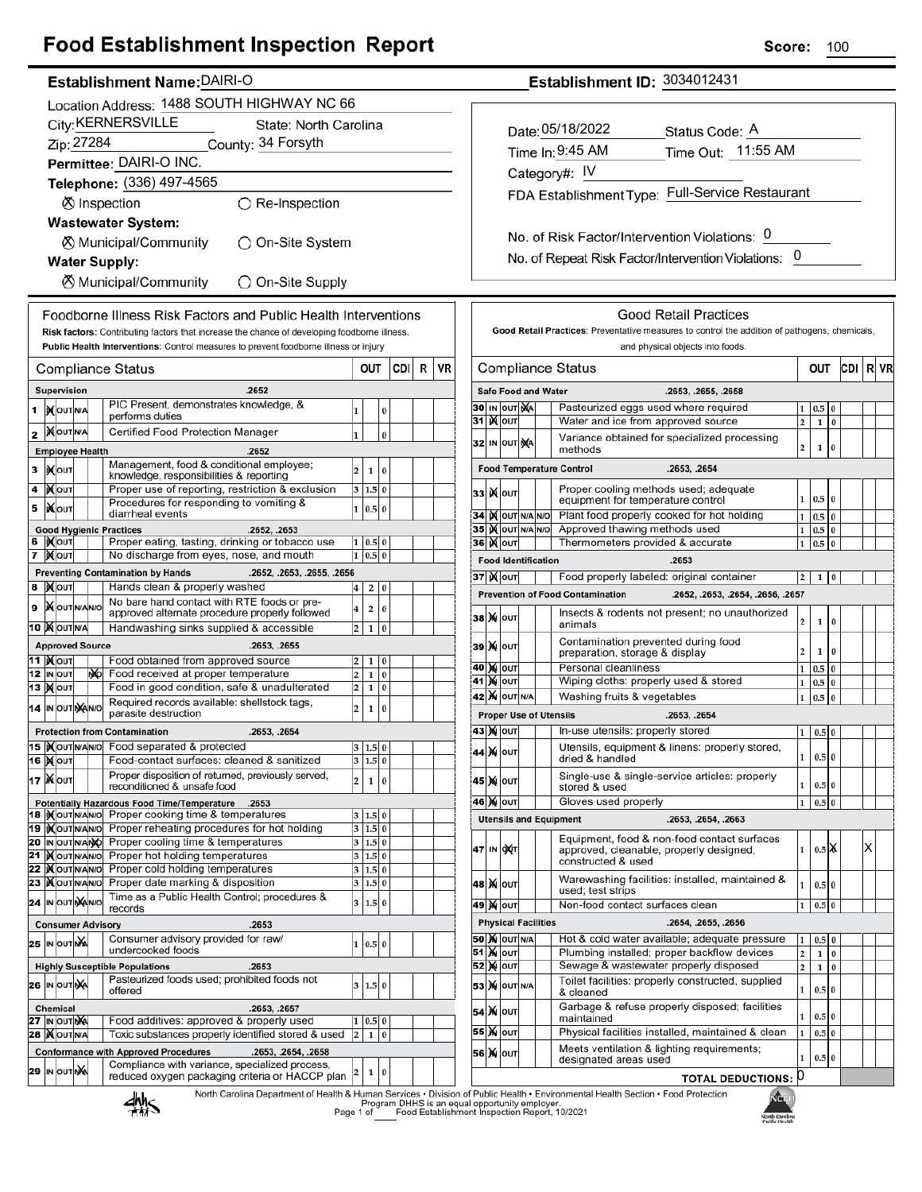# Food Establishment Inspection Report

**Score:** 100

**Establishment Name:** DAIRI-O

**Establishment ID:** 3034012431

Location Address: 1488 SOUTH HIGHWAY NC 66

City: KERNERSVILLE State: North Carolina

Zip: 27284 County: 34 Forsyth

**Permittee:** DAIRI-O INC.

**Telephone:** (336) 497-4565

⊗ Inspection ○ Re-Inspection

**Wastewater System:**

⊗ Municipal/Community ○ On-Site System

**Water Supply:**

⊗ Municipal/Community ○ On-Site Supply

Date: 05/18/2022 Status Code: A

Time In: 9:45 AM Time Out: 11:55 AM

Category#: IV

FDA Establishment Type: Full-Service Restaurant

No. of Risk Factor/Intervention Violations: 0

No. of Repeat Risk Factor/Intervention Violations: 0

## Foodborne Illness Risk Factors and Public Health Interventions

**Risk factors:** Contributing factors that increase the chance of developing foodborne illness.

**Public Health Interventions:** Control measures to prevent foodborne illness or injury

| # | Compliance Status | | OUT | | CDI | R | VR |
|---|---|---|---|---|---|---|---|
| | **Supervision** .2652 | | | | | | |
| 1 | IN OUT N/A | PIC Present, demonstrates knowledge, & performs duties | 1 | | 0 | | |
| 2 | IN OUT N/A | Certified Food Protection Manager | 1 | | 0 | | |
| | **Employee Health** .2652 | | | | | | |
| 3 | IN OUT | Management, food & conditional employee; knowledge, responsibilities & reporting | 2 | 1 | 0 | | |
| 4 | IN OUT | Proper use of reporting, restriction & exclusion | 3 | 1.5 | 0 | | |
| 5 | IN OUT | Procedures for responding to vomiting & diarrheal events | 1 | 0.5 | 0 | | |
| | **Good Hygienic Practices** .2652, .2653 | | | | | | |
| 6 | IN OUT | Proper eating, tasting, drinking or tobacco use | 1 | 0.5 | 0 | | |
| 7 | IN OUT | No discharge from eyes, nose, and mouth | 1 | 0.5 | 0 | | |
| | **Preventing Contamination by Hands** .2652, .2653, .2655, .2656 | | | | | | |
| 8 | IN OUT | Hands clean & properly washed | 4 | 2 | 0 | | |
| 9 | IN OUT N/A N/O | No bare hand contact with RTE foods or pre-approved alternate procedure properly followed | 4 | 2 | 0 | | |
| 10 | IN OUT N/A | Handwashing sinks supplied & accessible | 2 | 1 | 0 | | |
| | **Approved Source** .2653, .2655 | | | | | | |
| 11 | IN OUT | Food obtained from approved source | 2 | 1 | 0 | | |
| 12 | IN OUT N/O | Food received at proper temperature | 2 | 1 | 0 | | |
| 13 | IN OUT | Food in good condition, safe & unadulterated | 2 | 1 | 0 | | |
| 14 | IN OUT N/A N/O | Required records available: shellstock tags, parasite destruction | 2 | 1 | 0 | | |
| | **Protection from Contamination** .2653, .2654 | | | | | | |
| 15 | IN OUT N/A N/O | Food separated & protected | 3 | 1.5 | 0 | | |
| 16 | IN OUT | Food-contact surfaces: cleaned & sanitized | 3 | 1.5 | 0 | | |
| 17 | IN OUT | Proper disposition of returned, previously served, reconditioned & unsafe food | 2 | 1 | 0 | | |
| | **Potentially Hazardous Food Time/Temperature** .2653 | | | | | | |
| 18 | IN OUT N/A N/O | Proper cooking time & temperatures | 3 | 1.5 | 0 | | |
| 19 | IN OUT N/A N/O | Proper reheating procedures for hot holding | 3 | 1.5 | 0 | | |
| 20 | IN OUT N/A N/O | Proper cooling time & temperatures | 3 | 1.5 | 0 | | |
| 21 | IN OUT N/A N/O | Proper hot holding temperatures | 3 | 1.5 | 0 | | |
| 22 | IN OUT N/A N/O | Proper cold holding temperatures | 3 | 1.5 | 0 | | |
| 23 | IN OUT N/A N/O | Proper date marking & disposition | 3 | 1.5 | 0 | | |
| 24 | IN OUT N/A N/O | Time as a Public Health Control; procedures & records | 3 | 1.5 | 0 | | |
| | **Consumer Advisory** .2653 | | | | | | |
| 25 | IN OUT N/A | Consumer advisory provided for raw/undercooked foods | 1 | 0.5 | 0 | | |
| | **Highly Susceptible Populations** .2653 | | | | | | |
| 26 | IN OUT N/A | Pasteurized foods used; prohibited foods not offered | 3 | 1.5 | 0 | | |
| | **Chemical** .2653, .2657 | | | | | | |
| 27 | IN OUT N/A | Food additives: approved & properly used | 1 | 0.5 | 0 | | |
| 28 | IN OUT N/A | Toxic substances properly identified stored & used | 2 | 1 | 0 | | |
| | **Conformance with Approved Procedures** .2653, .2654, .2658 | | | | | | |
| 29 | IN OUT N/A | Compliance with variance, specialized process, reduced oxygen packaging criteria or HACCP plan | 2 | 1 | 0 | | |

## Good Retail Practices

**Good Retail Practices:** Preventative measures to control the addition of pathogens, chemicals, and physical objects into foods.

| # | Compliance Status | | OUT | | CDI | R | VR |
|---|---|---|---|---|---|---|---|
| | **Safe Food and Water** .2653, .2655, .2658 | | | | | | |
| 30 | IN OUT N/A | Pasteurized eggs used where required | 1 | 0.5 | 0 | | |
| 31 | IN OUT | Water and ice from approved source | 2 | 1 | 0 | | |
| 32 | IN OUT N/A | Variance obtained for specialized processing methods | 2 | 1 | 0 | | |
| | **Food Temperature Control** .2653, .2654 | | | | | | |
| 33 | IN OUT | Proper cooling methods used; adequate equipment for temperature control | 1 | 0.5 | 0 | | |
| 34 | IN OUT N/A N/O | Plant food properly cooked for hot holding | 1 | 0.5 | 0 | | |
| 35 | IN OUT N/A N/O | Approved thawing methods used | 1 | 0.5 | 0 | | |
| 36 | IN OUT | Thermometers provided & accurate | 1 | 0.5 | 0 | | |
| | **Food Identification** .2653 | | | | | | |
| 37 | IN OUT | Food properly labeled: original container | 2 | 1 | 0 | | |
| | **Prevention of Food Contamination** .2652, .2653, .2654, .2656, .2657 | | | | | | |
| 38 | IN OUT | Insects & rodents not present; no unauthorized animals | 2 | 1 | 0 | | |
| 39 | IN OUT | Contamination prevented during food preparation, storage & display | 2 | 1 | 0 | | |
| 40 | IN OUT | Personal cleanliness | 1 | 0.5 | 0 | | |
| 41 | IN OUT | Wiping cloths: properly used & stored | 1 | 0.5 | 0 | | |
| 42 | IN OUT N/A | Washing fruits & vegetables | 1 | 0.5 | 0 | | |
| | **Proper Use of Utensils** .2653, .2654 | | | | | | |
| 43 | IN OUT | In-use utensils: properly stored | 1 | 0.5 | 0 | | |
| 44 | IN OUT | Utensils, equipment & linens: properly stored, dried & handled | 1 | 0.5 | 0 | | |
| 45 | IN OUT | Single-use & single-service articles: properly stored & used | 1 | 0.5 | 0 | | |
| 46 | IN OUT | Gloves used properly | 1 | 0.5 | 0 | | |
| | **Utensils and Equipment** .2653, .2654, .2663 | | | | | | |
| 47 | IN OUT | Equipment, food & non-food contact surfaces approved, cleanable, properly designed, constructed & used | 1 | 0.5 | X | | X |
| 48 | IN OUT | Warewashing facilities: installed, maintained & used; test strips | 1 | 0.5 | 0 | | |
| 49 | IN OUT | Non-food contact surfaces clean | 1 | 0.5 | 0 | | |
| | **Physical Facilities** .2654, .2655, .2656 | | | | | | |
| 50 | IN OUT N/A | Hot & cold water available; adequate pressure | 1 | 0.5 | 0 | | |
| 51 | IN OUT | Plumbing installed; proper backflow devices | 2 | 1 | 0 | | |
| 52 | IN OUT | Sewage & wastewater properly disposed | 2 | 1 | 0 | | |
| 53 | IN OUT N/A | Toilet facilities: properly constructed, supplied & cleaned | 1 | 0.5 | 0 | | |
| 54 | IN OUT | Garbage & refuse properly disposed; facilities maintained | 1 | 0.5 | 0 | | |
| 55 | IN OUT | Physical facilities installed, maintained & clean | 1 | 0.5 | 0 | | |
| 56 | IN OUT | Meets ventilation & lighting requirements; designated areas used | 1 | 0.5 | 0 | | |
| | | **TOTAL DEDUCTIONS:** 0 | | | | | |

North Carolina Department of Health & Human Services • Division of Public Health • Environmental Health Section • Food Protection Program DHHS is an equal opportunity employer.

Food Establishment Inspection Report, 10/2021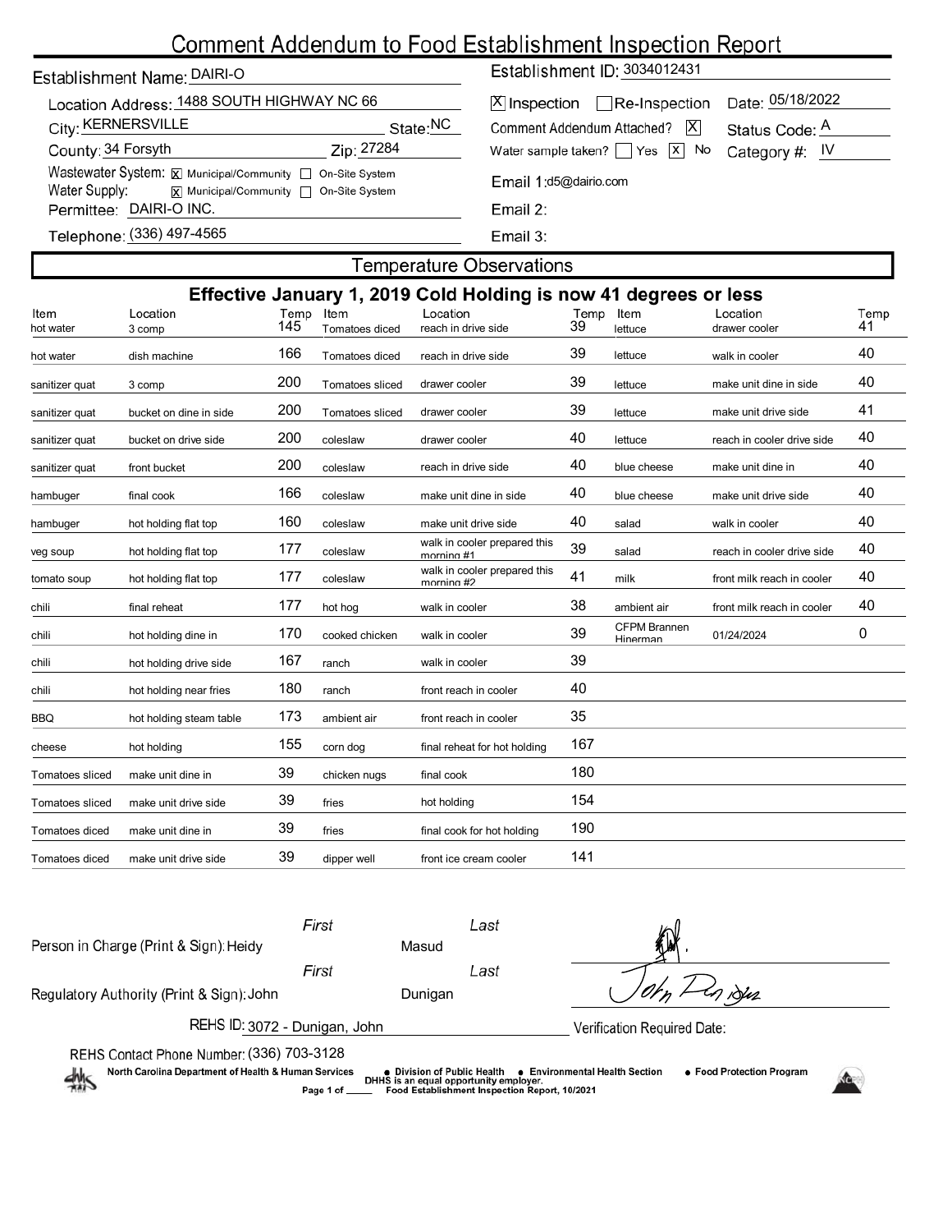# Comment Addendum to Food Establishment Inspection Report

Establishment Name: DAIRI-O

Location Address: 1488 SOUTH HIGHWAY NC 66

City: KERNERSVILLE State: NC

County: 34 Forsyth Zip: 27284

Wastewater System: [X] Municipal/Community [ ] On-Site System

Water Supply: [X] Municipal/Community [ ] On-Site System

Permittee: DAIRI-O INC.

Telephone: (336) 497-4565

Establishment ID: 3034012431

[X] Inspection [ ] Re-Inspection Date: 05/18/2022

Comment Addendum Attached? [X] Status Code: A

Water sample taken? [ ] Yes [X] No Category #: IV

Email 1: d5@dairio.com

Email 2:

Email 3:

## Temperature Observations

### Effective January 1, 2019 Cold Holding is now 41 degrees or less

| Item | Location | Temp | Item | Location | Temp | Item | Location | Temp |
|---|---|---|---|---|---|---|---|---|
| hot water | 3 comp | 145 | Tomatoes diced | reach in drive side | 39 | lettuce | drawer cooler | 41 |
| hot water | dish machine | 166 | Tomatoes diced | reach in drive side | 39 | lettuce | walk in cooler | 40 |
| sanitizer quat | 3 comp | 200 | Tomatoes sliced | drawer cooler | 39 | lettuce | make unit dine in side | 40 |
| sanitizer quat | bucket on dine in side | 200 | Tomatoes sliced | drawer cooler | 39 | lettuce | make unit drive side | 41 |
| sanitizer quat | bucket on drive side | 200 | coleslaw | drawer cooler | 40 | lettuce | reach in cooler drive side | 40 |
| sanitizer quat | front bucket | 200 | coleslaw | reach in drive side | 40 | blue cheese | make unit dine in | 40 |
| hambuger | final cook | 166 | coleslaw | make unit dine in side | 40 | blue cheese | make unit drive side | 40 |
| hambuger | hot holding flat top | 160 | coleslaw | make unit drive side | 40 | salad | walk in cooler | 40 |
| veg soup | hot holding flat top | 177 | coleslaw | walk in cooler prepared this morning #1 | 39 | salad | reach in cooler drive side | 40 |
| tomato soup | hot holding flat top | 177 | coleslaw | walk in cooler prepared this morning #2 | 41 | milk | front milk reach in cooler | 40 |
| chili | final reheat | 177 | hot hog | walk in cooler | 38 | ambient air | front milk reach in cooler | 40 |
| chili | hot holding dine in | 170 | cooked chicken | walk in cooler | 39 | CFPM Brannen Hinerman | 01/24/2024 | 0 |
| chili | hot holding drive side | 167 | ranch | walk in cooler | 39 | | | |
| chili | hot holding near fries | 180 | ranch | front reach in cooler | 40 | | | |
| BBQ | hot holding steam table | 173 | ambient air | front reach in cooler | 35 | | | |
| cheese | hot holding | 155 | corn dog | final reheat for hot holding | 167 | | | |
| Tomatoes sliced | make unit dine in | 39 | chicken nugs | final cook | 180 | | | |
| Tomatoes sliced | make unit drive side | 39 | fries | hot holding | 154 | | | |
| Tomatoes diced | make unit dine in | 39 | fries | final cook for hot holding | 190 | | | |
| Tomatoes diced | make unit drive side | 39 | dipper well | front ice cream cooler | 141 | | | |

Person in Charge (Print & Sign): First: Heidy Last: Masud

Regulatory Authority (Print & Sign): First: John Last: Dunigan

REHS ID: 3072 - Dunigan, John

Verification Required Date:

REHS Contact Phone Number: (336) 703-3128

North Carolina Department of Health & Human Services • Division of Public Health • Environmental Health Section • Food Protection Program

DHHS is an equal opportunity employer.

Food Establishment Inspection Report, 10/2021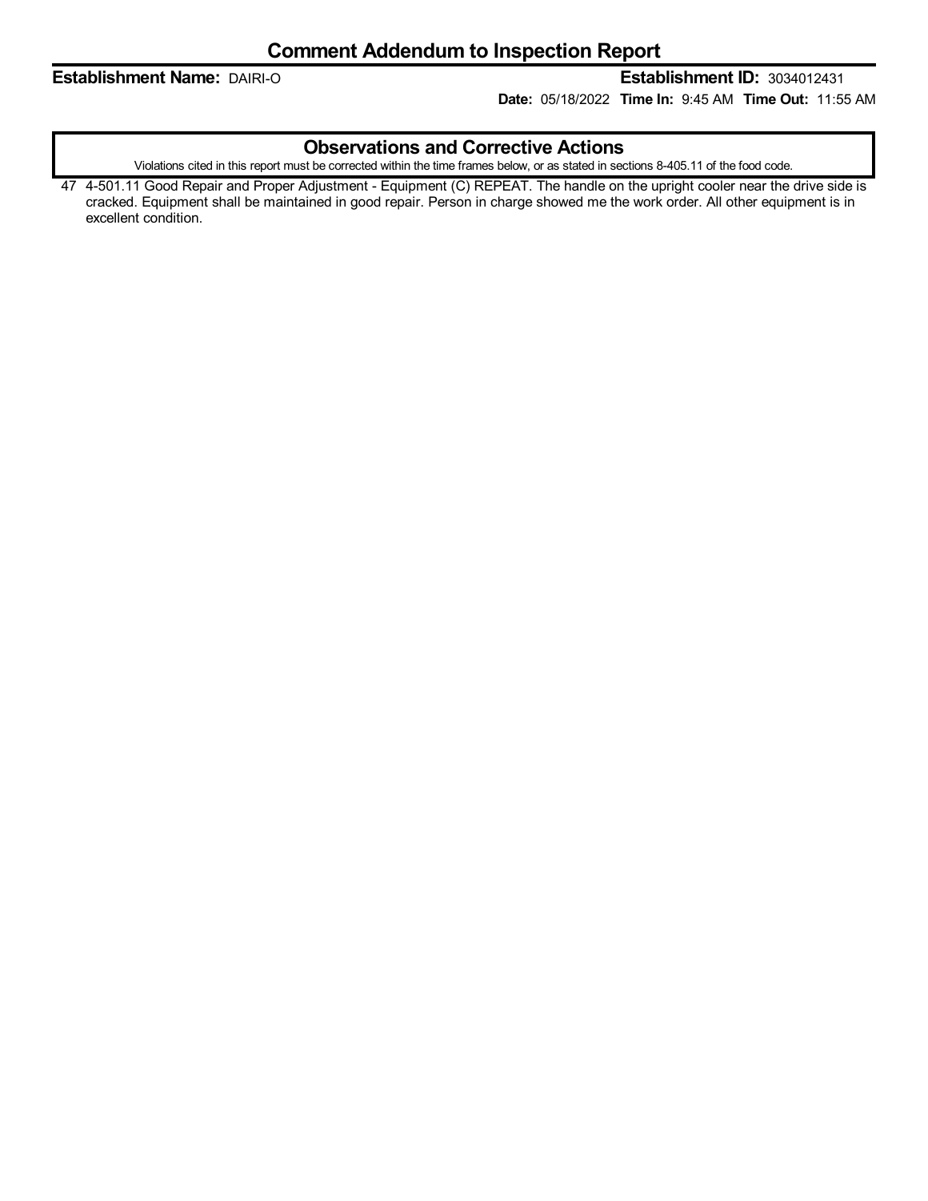# Comment Addendum to Inspection Report

**Establishment Name:** DAIRI-O **Establishment ID:** 3034012431

**Date:** 05/18/2022 **Time In:** 9:45 AM **Time Out:** 11:55 AM

## Observations and Corrective Actions

Violations cited in this report must be corrected within the time frames below, or as stated in sections 8-405.11 of the food code.

47 4-501.11 Good Repair and Proper Adjustment - Equipment (C) REPEAT. The handle on the upright cooler near the drive side is cracked. Equipment shall be maintained in good repair. Person in charge showed me the work order. All other equipment is in excellent condition.